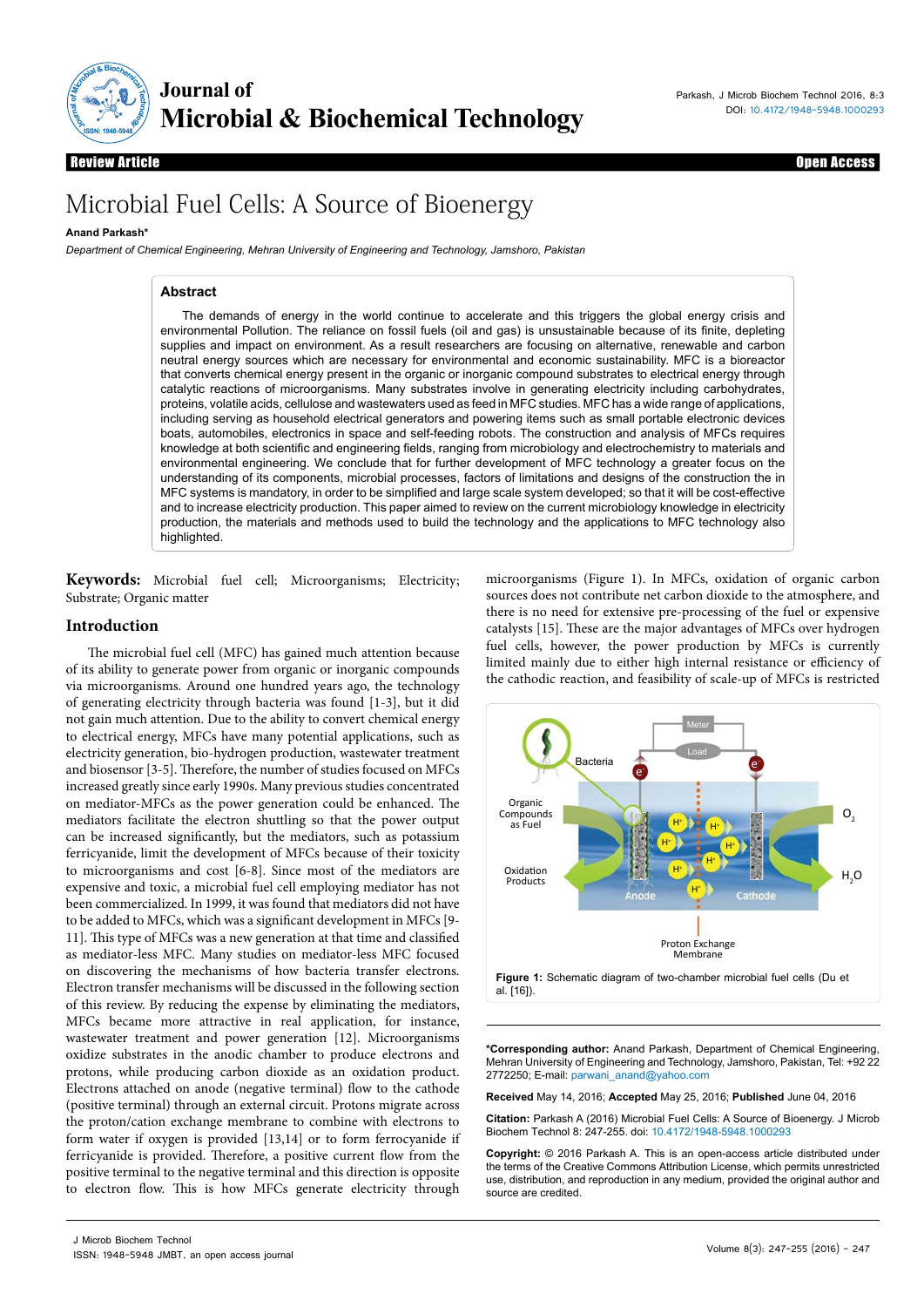# Microbial Fuel Cells: A Source of Bioenergy

**Anand Parkash***

*Department of Chemical Engineering, Mehran University of Engineering and Technology, Jamshoro, Pakistan*

## Abstract

The demands of energy in the world continue to accelerate and this triggers the global energy crisis and environmental Pollution. The reliance on fossil fuels (oil and gas) is unsustainable because of its finite, depleting supplies and impact on environment. As a result researchers are focusing on alternative, renewable and carbon neutral energy sources which are necessary for environmental and economic sustainability. MFC is a bioreactor that converts chemical energy present in the organic or inorganic compound substrates to electrical energy through catalytic reactions of microorganisms. Many substrates involve in generating electricity including carbohydrates, proteins, volatile acids, cellulose and wastewaters used as feed in MFC studies. MFC has a wide range of applications, including serving as household electrical generators and powering items such as small portable electronic devices boats, automobiles, electronics in space and self-feeding robots. The construction and analysis of MFCs requires knowledge at both scientific and engineering fields, ranging from microbiology and electrochemistry to materials and environmental engineering. We conclude that for further development of MFC technology a greater focus on the understanding of its components, microbial processes, factors of limitations and designs of the construction the in MFC systems is mandatory, in order to be simplified and large scale system developed; so that it will be cost-effective and to increase electricity production. This paper aimed to review on the current microbiology knowledge in electricity production, the materials and methods used to build the technology and the applications to MFC technology also highlighted.

**Keywords:** Microbial fuel cell; Microorganisms; Electricity; Substrate; Organic matter

## Introduction

The microbial fuel cell (MFC) has gained much attention because of its ability to generate power from organic or inorganic compounds via microorganisms. Around one hundred years ago, the technology of generating electricity through bacteria was found [1-3], but it did not gain much attention. Due to the ability to convert chemical energy to electrical energy, MFCs have many potential applications, such as electricity generation, bio-hydrogen production, wastewater treatment and biosensor [3-5]. Therefore, the number of studies focused on MFCs increased greatly since early 1990s. Many previous studies concentrated on mediator-MFCs as the power generation could be enhanced. The mediators facilitate the electron shuttling so that the power output can be increased significantly, but the mediators, such as potassium ferricyanide, limit the development of MFCs because of their toxicity to microorganisms and cost [6-8]. Since most of the mediators are expensive and toxic, a microbial fuel cell employing mediator has not been commercialized. In 1999, it was found that mediators did not have to be added to MFCs, which was a significant development in MFCs [9-11]. This type of MFCs was a new generation at that time and classified as mediator-less MFC. Many studies on mediator-less MFC focused on discovering the mechanisms of how bacteria transfer electrons. Electron transfer mechanisms will be discussed in the following section of this review. By reducing the expense by eliminating the mediators, MFCs became more attractive in real application, for instance, wastewater treatment and power generation [12]. Microorganisms oxidize substrates in the anodic chamber to produce electrons and protons, while producing carbon dioxide as an oxidation product. Electrons attached on anode (negative terminal) flow to the cathode (positive terminal) through an external circuit. Protons migrate across the proton/cation exchange membrane to combine with electrons to form water if oxygen is provided [13,14] or to form ferrocyanide if ferricyanide is provided. Therefore, a positive current flow from the positive terminal to the negative terminal and this direction is opposite to electron flow. This is how MFCs generate electricity through microorganisms (Figure 1). In MFCs, oxidation of organic carbon sources does not contribute net carbon dioxide to the atmosphere, and there is no need for extensive pre-processing of the fuel or expensive catalysts [15]. These are the major advantages of MFCs over hydrogen fuel cells, however, the power production by MFCs is currently limited mainly due to either high internal resistance or efficiency of the cathodic reaction, and feasibility of scale-up of MFCs is restricted

Meter
Load
Bacteria
e⁻
e⁻
Organic Compounds as Fuel
Oxidation Products
$O_2$
$H_2O$
$H^+$
Anode
Cathode
Proton Exchange Membrane

**Figure 1:** Schematic diagram of two-chamber microbial fuel cells (Du et al. [16]).

***Corresponding author:** Anand Parkash, Department of Chemical Engineering, Mehran University of Engineering and Technology, Jamshoro, Pakistan, Tel: +92 22 2772250; E-mail: parwani_anand@yahoo.com

**Received** May 14, 2016; **Accepted** May 25, 2016; **Published** June 04, 2016

**Citation:** Parkash A (2016) Microbial Fuel Cells: A Source of Bioenergy. J Microb Biochem Technol 8: 247-255. doi: 10.4172/1948-5948.1000293

**Copyright:** © 2016 Parkash A. This is an open-access article distributed under the terms of the Creative Commons Attribution License, which permits unrestricted use, distribution, and reproduction in any medium, provided the original author and source are credited.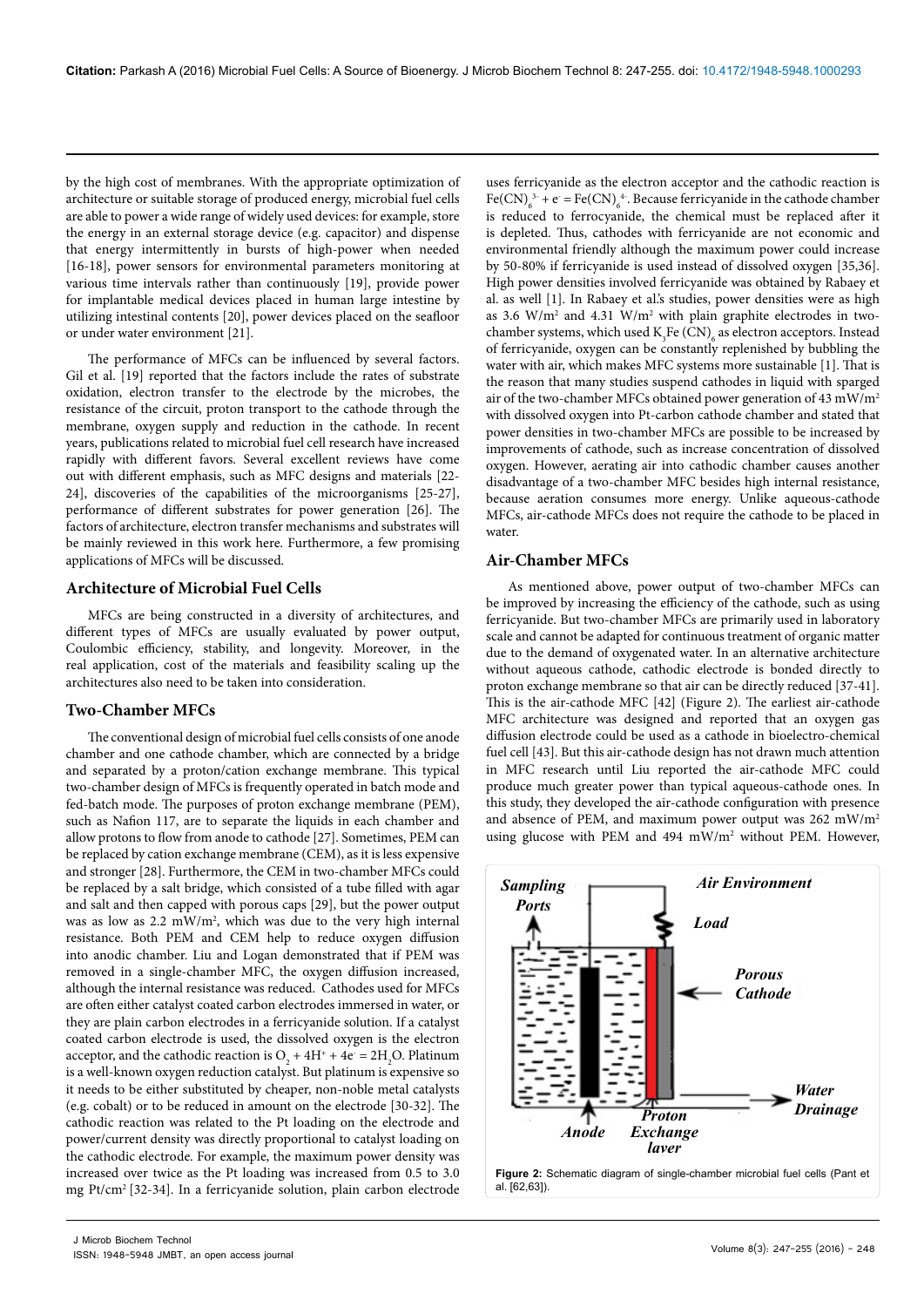by the high cost of membranes. With the appropriate optimization of architecture or suitable storage of produced energy, microbial fuel cells are able to power a wide range of widely used devices: for example, store the energy in an external storage device (e.g. capacitor) and dispense that energy intermittently in bursts of high-power when needed [16-18], power sensors for environmental parameters monitoring at various time intervals rather than continuously [19], provide power for implantable medical devices placed in human large intestine by utilizing intestinal contents [20], power devices placed on the seafloor or under water environment [21].

The performance of MFCs can be influenced by several factors. Gil et al. [19] reported that the factors include the rates of substrate oxidation, electron transfer to the electrode by the microbes, the resistance of the circuit, proton transport to the cathode through the membrane, oxygen supply and reduction in the cathode. In recent years, publications related to microbial fuel cell research have increased rapidly with different favors. Several excellent reviews have come out with different emphasis, such as MFC designs and materials [22-24], discoveries of the capabilities of the microorganisms [25-27], performance of different substrates for power generation [26]. The factors of architecture, electron transfer mechanisms and substrates will be mainly reviewed in this work here. Furthermore, a few promising applications of MFCs will be discussed.

## Architecture of Microbial Fuel Cells

MFCs are being constructed in a diversity of architectures, and different types of MFCs are usually evaluated by power output, Coulombic efficiency, stability, and longevity. Moreover, in the real application, cost of the materials and feasibility scaling up the architectures also need to be taken into consideration.

## Two-Chamber MFCs

The conventional design of microbial fuel cells consists of one anode chamber and one cathode chamber, which are connected by a bridge and separated by a proton/cation exchange membrane. This typical two-chamber design of MFCs is frequently operated in batch mode and fed-batch mode. The purposes of proton exchange membrane (PEM), such as Nafion 117, are to separate the liquids in each chamber and allow protons to flow from anode to cathode [27]. Sometimes, PEM can be replaced by cation exchange membrane (CEM), as it is less expensive and stronger [28]. Furthermore, the CEM in two-chamber MFCs could be replaced by a salt bridge, which consisted of a tube filled with agar and salt and then capped with porous caps [29], but the power output was as low as 2.2 mW/m$^2$, which was due to the very high internal resistance. Both PEM and CEM help to reduce oxygen diffusion into anodic chamber. Liu and Logan demonstrated that if PEM was removed in a single-chamber MFC, the oxygen diffusion increased, although the internal resistance was reduced. Cathodes used for MFCs are often either catalyst coated carbon electrodes immersed in water, or they are plain carbon electrodes in a ferricyanide solution. If a catalyst coated carbon electrode is used, the dissolved oxygen is the electron acceptor, and the cathodic reaction is $O_2 + 4H^+ + 4e^- = 2H_2O$. Platinum is a well-known oxygen reduction catalyst. But platinum is expensive so it needs to be either substituted by cheaper, non-noble metal catalysts (e.g. cobalt) or to be reduced in amount on the electrode [30-32]. The cathodic reaction was related to the Pt loading on the electrode and power/current density was directly proportional to catalyst loading on the cathodic electrode. For example, the maximum power density was increased over twice as the Pt loading was increased from 0.5 to 3.0 mg Pt/cm$^2$ [32-34]. In a ferricyanide solution, plain carbon electrode uses ferricyanide as the electron acceptor and the cathodic reaction is $Fe(CN)_6^{3-} + e^- = Fe(CN)_6^{4-}$. Because ferricyanide in the cathode chamber is reduced to ferrocyanide, the chemical must be replaced after it is depleted. Thus, cathodes with ferricyanide are not economic and environmental friendly although the maximum power could increase by 50-80% if ferricyanide is used instead of dissolved oxygen [35,36]. High power densities involved ferricyanide was obtained by Rabaey et al. as well [1]. In Rabaey et al.'s studies, power densities were as high as 3.6 W/m$^2$ and 4.31 W/m$^2$ with plain graphite electrodes in two-chamber systems, which used $K_3Fe(CN)_6$ as electron acceptors. Instead of ferricyanide, oxygen can be constantly replenished by bubbling the water with air, which makes MFC systems more sustainable [1]. That is the reason that many studies suspend cathodes in liquid with sparged air of the two-chamber MFCs obtained power generation of 43 mW/m$^2$ with dissolved oxygen into Pt-carbon cathode chamber and stated that power densities in two-chamber MFCs are possible to be increased by improvements of cathode, such as increase concentration of dissolved oxygen. However, aerating air into cathodic chamber causes another disadvantage of a two-chamber MFC besides high internal resistance, because aeration consumes more energy. Unlike aqueous-cathode MFCs, air-cathode MFCs does not require the cathode to be placed in water.

## Air-Chamber MFCs

As mentioned above, power output of two-chamber MFCs can be improved by increasing the efficiency of the cathode, such as using ferricyanide. But two-chamber MFCs are primarily used in laboratory scale and cannot be adapted for continuous treatment of organic matter due to the demand of oxygenated water. In an alternative architecture without aqueous cathode, cathodic electrode is bonded directly to proton exchange membrane so that air can be directly reduced [37-41]. This is the air-cathode MFC [42] (Figure 2). The earliest air-cathode MFC architecture was designed and reported that an oxygen gas diffusion electrode could be used as a cathode in bioelectro-chemical fuel cell [43]. But this air-cathode design has not drawn much attention in MFC research until Liu reported the air-cathode MFC could produce much greater power than typical aqueous-cathode ones. In this study, they developed the air-cathode configuration with presence and absence of PEM, and maximum power output was 262 mW/m$^2$ using glucose with PEM and 494 mW/m$^2$ without PEM. However,

Sampling Ports | Air Environment | Load | Porous Cathode | Water Drainage | Anode | Proton Exchange layer

**Figure 2:** Schematic diagram of single-chamber microbial fuel cells (Pant et al. [62,63]).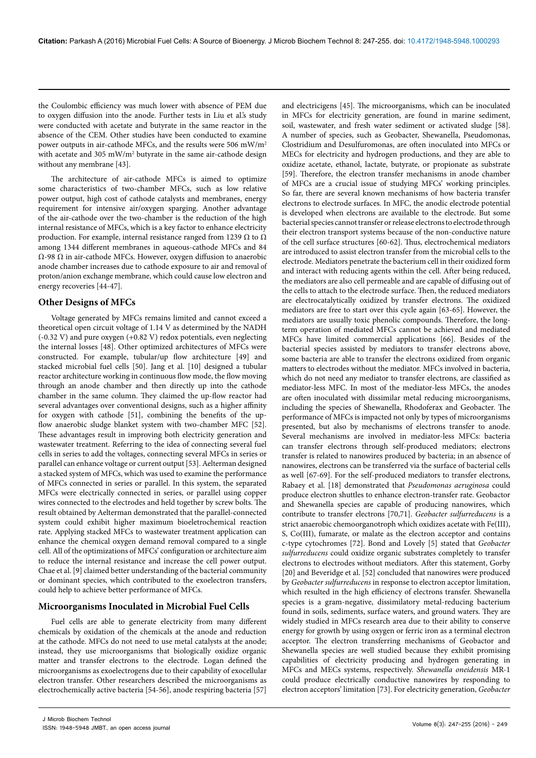the Coulombic efficiency was much lower with absence of PEM due to oxygen diffusion into the anode. Further tests in Liu et al.'s study were conducted with acetate and butyrate in the same reactor in the absence of the CEM. Other studies have been conducted to examine power outputs in air-cathode MFCs, and the results were 506 mW/m$^2$ with acetate and 305 mW/m$^2$ butyrate in the same air-cathode design without any membrane [43].

The architecture of air-cathode MFCs is aimed to optimize some characteristics of two-chamber MFCs, such as low relative power output, high cost of cathode catalysts and membranes, energy requirement for intensive air/oxygen sparging. Another advantage of the air-cathode over the two-chamber is the reduction of the high internal resistance of MFCs, which is a key factor to enhance electricity production. For example, internal resistance ranged from 1239 Ω to Ω among 1344 different membranes in aqueous-cathode MFCs and 84 Ω-98 Ω in air-cathode MFCs. However, oxygen diffusion to anaerobic anode chamber increases due to cathode exposure to air and removal of proton/anion exchange membrane, which could cause low electron and energy recoveries [44-47].

## Other Designs of MFCs

Voltage generated by MFCs remains limited and cannot exceed a theoretical open circuit voltage of 1.14 V as determined by the NADH (-0.32 V) and pure oxygen (+0.82 V) redox potentials, even neglecting the internal losses [48]. Other optimized architectures of MFCs were constructed. For example, tubular/up flow architecture [49] and stacked microbial fuel cells [50]. Jang et al. [10] designed a tubular reactor architecture working in continuous flow mode, the flow moving through an anode chamber and then directly up into the cathode chamber in the same column. They claimed the up-flow reactor had several advantages over conventional designs, such as a higher affinity for oxygen with cathode [51], combining the benefits of the up-flow anaerobic sludge blanket system with two-chamber MFC [52]. These advantages result in improving both electricity generation and wastewater treatment. Referring to the idea of connecting several fuel cells in series to add the voltages, connecting several MFCs in series or parallel can enhance voltage or current output [53]. Aelterman designed a stacked system of MFCs, which was used to examine the performance of MFCs connected in series or parallel. In this system, the separated MFCs were electrically connected in series, or parallel using copper wires connected to the electrodes and held together by screw bolts. The result obtained by Aelterman demonstrated that the parallel-connected system could exhibit higher maximum bioeletrochemical reaction rate. Applying stacked MFCs to wastewater treatment application can enhance the chemical oxygen demand removal compared to a single cell. All of the optimizations of MFCs' configuration or architecture aim to reduce the internal resistance and increase the cell power output. Chae et al. [9] claimed better understanding of the bacterial community or dominant species, which contributed to the exoelectron transfers, could help to achieve better performance of MFCs.

## Microorganisms Inoculated in Microbial Fuel Cells

Fuel cells are able to generate electricity from many different chemicals by oxidation of the chemicals at the anode and reduction at the cathode. MFCs do not need to use metal catalysts at the anode; instead, they use microorganisms that biologically oxidize organic matter and transfer electrons to the electrode. Logan defined the microorganisms as exoelectrogens due to their capability of exocellular electron transfer. Other researchers described the microorganisms as electrochemically active bacteria [54-56], anode respiring bacteria [57] and electricigens [45]. The microorganisms, which can be inoculated in MFCs for electricity generation, are found in marine sediment, soil, wastewater, and fresh water sediment or activated sludge [58]. A number of species, such as Geobacter, Shewanella, Pseudomonas, Clostridium and Desulfuromonas, are often inoculated into MFCs or MECs for electricity and hydrogen productions, and they are able to oxidize acetate, ethanol, lactate, butyrate, or propionate as substrate [59]. Therefore, the electron transfer mechanisms in anode chamber of MFCs are a crucial issue of studying MFCs' working principles. So far, there are several known mechanisms of how bacteria transfer electrons to electrode surfaces. In MFC, the anodic electrode potential is developed when electrons are available to the electrode. But some bacterial species cannot transfer or release electrons to electrode through their electron transport systems because of the non-conductive nature of the cell surface structures [60-62]. Thus, electrochemical mediators are introduced to assist electron transfer from the microbial cells to the electrode. Mediators penetrate the bacterium cell in their oxidized form and interact with reducing agents within the cell. After being reduced, the mediators are also cell permeable and are capable of diffusing out of the cells to attach to the electrode surface. Then, the reduced mediators are electrocatalytically oxidized by transfer electrons. The oxidized mediators are free to start over this cycle again [63-65]. However, the mediators are usually toxic phenolic compounds. Therefore, the long-term operation of mediated MFCs cannot be achieved and mediated MFCs have limited commercial applications [66]. Besides of the bacterial species assisted by mediators to transfer electrons above, some bacteria are able to transfer the electrons oxidized from organic matters to electrodes without the mediator. MFCs involved in bacteria, which do not need any mediator to transfer electrons, are classified as mediator-less MFC. In most of the mediator-less MFCs, the anodes are often inoculated with dissimilar metal reducing microorganisms, including the species of Shewanella, Rhodoferax and Geobacter. The performance of MFCs is impacted not only by types of microorganisms presented, but also by mechanisms of electrons transfer to anode. Several mechanisms are involved in mediator-less MFCs: bacteria can transfer electrons through self-produced mediators; electrons transfer is related to nanowires produced by bacteria; in an absence of nanowires, electrons can be transferred via the surface of bacterial cells as well [67-69]. For the self-produced mediators to transfer electrons, Rabaey et al. [18] demonstrated that *Pseudomonas aeruginosa* could produce electron shuttles to enhance electron-transfer rate. Geobactor and Shewanella species are capable of producing nanowires, which contribute to transfer electrons [70,71]. *Geobacter sulfurreducens* is a strict anaerobic chemoorganotroph which oxidizes acetate with Fe(III), S, Co(III), fumarate, or malate as the electron acceptor and contains c-type cytochromes [72]. Bond and Lovely [5] stated that *Geobacter sulfurreducens* could oxidize organic substrates completely to transfer electrons to electrodes without mediators. After this statement, Gorby [20] and Beveridge et al. [52] concluded that nanowires were produced by *Geobacter sulfurreducens* in response to electron acceptor limitation, which resulted in the high efficiency of electrons transfer. Shewanella species is a gram-negative, dissimilatory metal-reducing bacterium found in soils, sediments, surface waters, and ground waters. They are widely studied in MFCs research area due to their ability to conserve energy for growth by using oxygen or ferric iron as a terminal electron acceptor. The electron transferring mechanisms of Geobactor and Shewanella species are well studied because they exhibit promising capabilities of electricity producing and hydrogen generating in MFCs and MECs systems, respectively. *Shewanella oneidensis* MR-1 could produce electrically conductive nanowires by responding to electron acceptors' limitation [73]. For electricity generation, *Geobacter*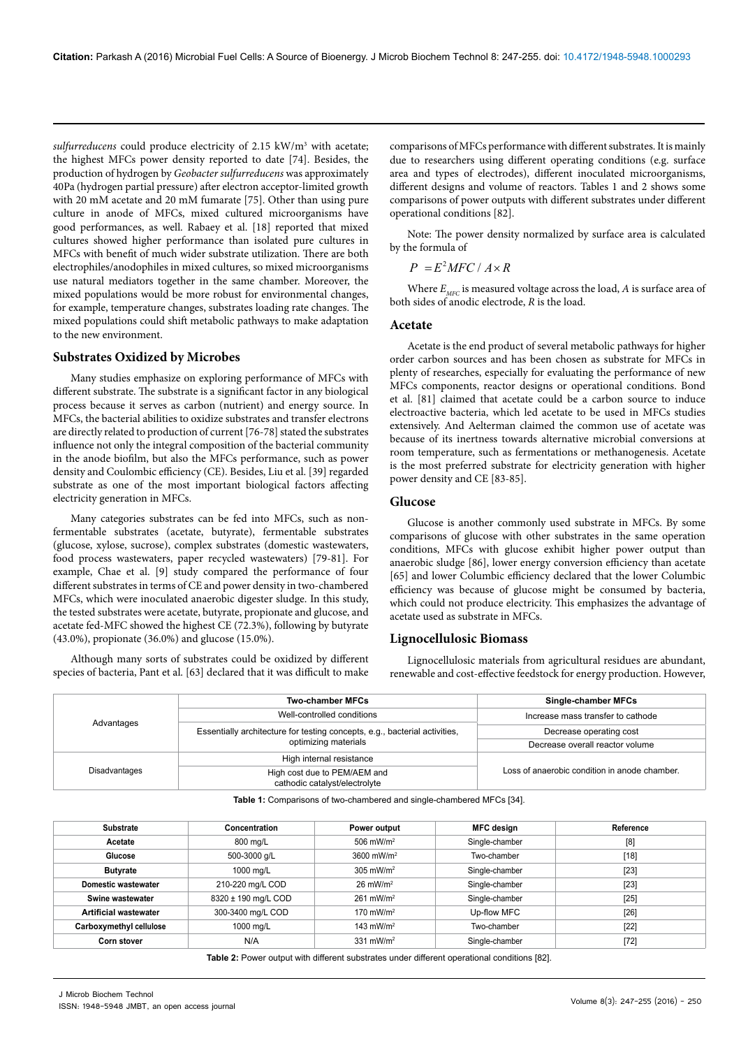*sulfurreducens* could produce electricity of 2.15 kW/m$^3$ with acetate; the highest MFCs power density reported to date [74]. Besides, the production of hydrogen by *Geobacter sulfurreducens* was approximately 40Pa (hydrogen partial pressure) after electron acceptor-limited growth with 20 mM acetate and 20 mM fumarate [75]. Other than using pure culture in anode of MFCs, mixed cultured microorganisms have good performances, as well. Rabaey et al. [18] reported that mixed cultures showed higher performance than isolated pure cultures in MFCs with benefit of much wider substrate utilization. There are both electrophiles/anodophiles in mixed cultures, so mixed microorganisms use natural mediators together in the same chamber. Moreover, the mixed populations would be more robust for environmental changes, for example, temperature changes, substrates loading rate changes. The mixed populations could shift metabolic pathways to make adaptation to the new environment.

## Substrates Oxidized by Microbes

Many studies emphasize on exploring performance of MFCs with different substrate. The substrate is a significant factor in any biological process because it serves as carbon (nutrient) and energy source. In MFCs, the bacterial abilities to oxidize substrates and transfer electrons are directly related to production of current [76-78] stated the substrates influence not only the integral composition of the bacterial community in the anode biofilm, but also the MFCs performance, such as power density and Coulombic efficiency (CE). Besides, Liu et al. [39] regarded substrate as one of the most important biological factors affecting electricity generation in MFCs.

Many categories substrates can be fed into MFCs, such as non-fermentable substrates (acetate, butyrate), fermentable substrates (glucose, xylose, sucrose), complex substrates (domestic wastewaters, food process wastewaters, paper recycled wastewaters) [79-81]. For example, Chae et al. [9] study compared the performance of four different substrates in terms of CE and power density in two-chambered MFCs, which were inoculated anaerobic digester sludge. In this study, the tested substrates were acetate, butyrate, propionate and glucose, and acetate fed-MFC showed the highest CE (72.3%), following by butyrate (43.0%), propionate (36.0%) and glucose (15.0%).

Although many sorts of substrates could be oxidized by different species of bacteria, Pant et al. [63] declared that it was difficult to make comparisons of MFCs performance with different substrates. It is mainly due to researchers using different operating conditions (e.g. surface area and types of electrodes), different inoculated microorganisms, different designs and volume of reactors. Tables 1 and 2 shows some comparisons of power outputs with different substrates under different operational conditions [82].

Note: The power density normalized by surface area is calculated by the formula of

$$P = E^2 MFC / A \times R$$

Where $E_{MFC}$ is measured voltage across the load, $A$ is surface area of both sides of anodic electrode, $R$ is the load.

### Acetate

Acetate is the end product of several metabolic pathways for higher order carbon sources and has been chosen as substrate for MFCs in plenty of researches, especially for evaluating the performance of new MFCs components, reactor designs or operational conditions. Bond et al. [81] claimed that acetate could be a carbon source to induce electroactive bacteria, which led acetate to be used in MFCs studies extensively. And Aelterman claimed the common use of acetate was because of its inertness towards alternative microbial conversions at room temperature, such as fermentations or methanogenesis. Acetate is the most preferred substrate for electricity generation with higher power density and CE [83-85].

### Glucose

Glucose is another commonly used substrate in MFCs. By some comparisons of glucose with other substrates in the same operation conditions, MFCs with glucose exhibit higher power output than anaerobic sludge [86], lower energy conversion efficiency than acetate [65] and lower Columbic efficiency declared that the lower Columbic efficiency was because of glucose might be consumed by bacteria, which could not produce electricity. This emphasizes the advantage of acetate used as substrate in MFCs.

### Lignocellulosic Biomass

Lignocellulosic materials from agricultural residues are abundant, renewable and cost-effective feedstock for energy production. However,

| | Two-chamber MFCs | Single-chamber MFCs |
|---|---|---|
| Advantages | Well-controlled conditions | Increase mass transfer to cathode |
| | Essentially architecture for testing concepts, e.g., bacterial activities, optimizing materials | Decrease operating cost |
| | | Decrease overall reactor volume |
| Disadvantages | High internal resistance | Loss of anaerobic condition in anode chamber. |
| | High cost due to PEM/AEM and cathodic catalyst/electrolyte | |

**Table 1:** Comparisons of two-chambered and single-chambered MFCs [34].

| Substrate | Concentration | Power output | MFC design | Reference |
|---|---|---|---|---|
| **Acetate** | 800 mg/L | 506 mW/m$^2$ | Single-chamber | [8] |
| **Glucose** | 500-3000 g/L | 3600 mW/m$^2$ | Two-chamber | [18] |
| **Butyrate** | 1000 mg/L | 305 mW/m$^2$ | Single-chamber | [23] |
| **Domestic wastewater** | 210-220 mg/L COD | 26 mW/m$^2$ | Single-chamber | [23] |
| **Swine wastewater** | 8320 ± 190 mg/L COD | 261 mW/m$^2$ | Single-chamber | [25] |
| **Artificial wastewater** | 300-3400 mg/L COD | 170 mW/m$^2$ | Up-flow MFC | [26] |
| **Carboxymethyl cellulose** | 1000 mg/L | 143 mW/m$^2$ | Two-chamber | [22] |
| **Corn stover** | N/A | 331 mW/m$^2$ | Single-chamber | [72] |

**Table 2:** Power output with different substrates under different operational conditions [82].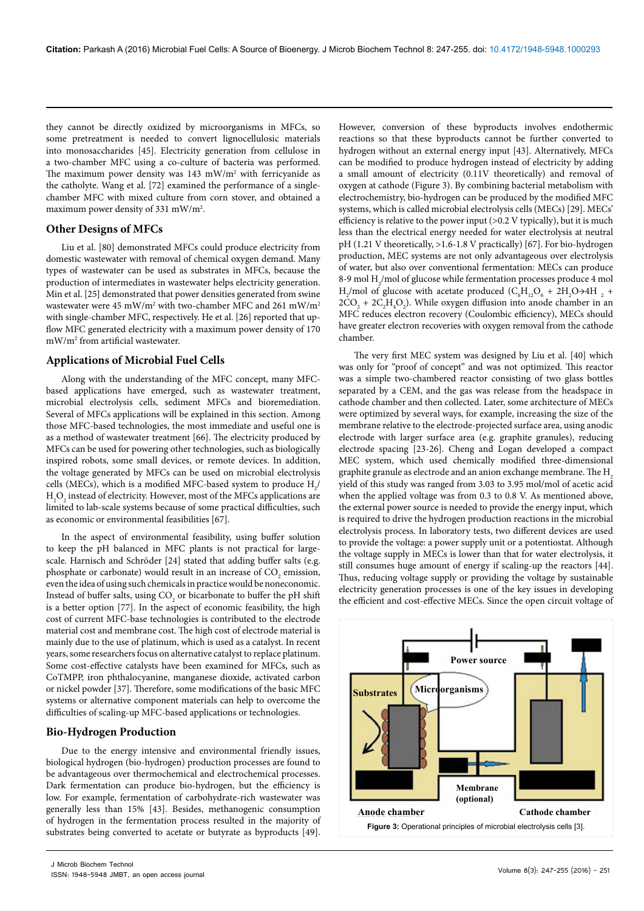they cannot be directly oxidized by microorganisms in MFCs, so some pretreatment is needed to convert lignocellulosic materials into monosaccharides [45]. Electricity generation from cellulose in a two-chamber MFC using a co-culture of bacteria was performed. The maximum power density was 143 $mW/m^2$ with ferricyanide as the catholyte. Wang et al. [72] examined the performance of a single-chamber MFC with mixed culture from corn stover, and obtained a maximum power density of 331 $mW/m^2$.

## Other Designs of MFCs

Liu et al. [80] demonstrated MFCs could produce electricity from domestic wastewater with removal of chemical oxygen demand. Many types of wastewater can be used as substrates in MFCs, because the production of intermediates in wastewater helps electricity generation. Min et al. [25] demonstrated that power densities generated from swine wastewater were 45 $mW/m^2$ with two-chamber MFC and 261 $mW/m^2$ with single-chamber MFC, respectively. He et al. [26] reported that up-flow MFC generated electricity with a maximum power density of 170 $mW/m^2$ from artificial wastewater.

## Applications of Microbial Fuel Cells

Along with the understanding of the MFC concept, many MFC-based applications have emerged, such as wastewater treatment, microbial electrolysis cells, sediment MFCs and bioremediation. Several of MFCs applications will be explained in this section. Among those MFC-based technologies, the most immediate and useful one is as a method of wastewater treatment [66]. The electricity produced by MFCs can be used for powering other technologies, such as biologically inspired robots, some small devices, or remote devices. In addition, the voltage generated by MFCs can be used on microbial electrolysis cells (MECs), which is a modified MFC-based system to produce $H_2$/$H_2O_2$ instead of electricity. However, most of the MFCs applications are limited to lab-scale systems because of some practical difficulties, such as economic or environmental feasibilities [67].

In the aspect of environmental feasibility, using buffer solution to keep the pH balanced in MFC plants is not practical for large-scale. Harnisch and Schröder [24] stated that adding buffer salts (e.g. phosphate or carbonate) would result in an increase of $CO_2$ emission, even the idea of using such chemicals in practice would be noneconomic. Instead of buffer salts, using $CO_2$ or bicarbonate to buffer the pH shift is a better option [77]. In the aspect of economic feasibility, the high cost of current MFC-base technologies is contributed to the electrode material cost and membrane cost. The high cost of electrode material is mainly due to the use of platinum, which is used as a catalyst. In recent years, some researchers focus on alternative catalyst to replace platinum. Some cost-effective catalysts have been examined for MFCs, such as CoTMPP, iron phthalocyanine, manganese dioxide, activated carbon or nickel powder [37]. Therefore, some modifications of the basic MFC systems or alternative component materials can help to overcome the difficulties of scaling-up MFC-based applications or technologies.

## Bio-Hydrogen Production

Due to the energy intensive and environmental friendly issues, biological hydrogen (bio-hydrogen) production processes are found to be advantageous over thermochemical and electrochemical processes. Dark fermentation can produce bio-hydrogen, but the efficiency is low. For example, fermentation of carbohydrate-rich wastewater was generally less than 15% [43]. Besides, methanogenic consumption of hydrogen in the fermentation process resulted in the majority of substrates being converted to acetate or butyrate as byproducts [49]. However, conversion of these byproducts involves endothermic reactions so that these byproducts cannot be further converted to hydrogen without an external energy input [43]. Alternatively, MFCs can be modified to produce hydrogen instead of electricity by adding a small amount of electricity (0.11V theoretically) and removal of oxygen at cathode (Figure 3). By combining bacterial metabolism with electrochemistry, bio-hydrogen can be produced by the modified MFC systems, which is called microbial electrolysis cells (MECs) [29]. MECs' efficiency is relative to the power input (>0.2 V typically), but it is much less than the electrical energy needed for water electrolysis at neutral pH (1.21 V theoretically, >1.6-1.8 V practically) [67]. For bio-hydrogen production, MEC systems are not only advantageous over electrolysis of water, but also over conventional fermentation: MECs can produce 8-9 mol $H_2$/mol of glucose while fermentation processes produce 4 mol $H_2$/mol of glucose with acetate produced ($C_6H_{12}O_6 + 2H_2O \rightarrow 4H_2 + 2CO_2 + 2C_2H_4O_2$). While oxygen diffusion into anode chamber in an MFC reduces electron recovery (Coulombic efficiency), MECs should have greater electron recoveries with oxygen removal from the cathode chamber.

The very first MEC system was designed by Liu et al. [40] which was only for "proof of concept" and was not optimized. This reactor was a simple two-chambered reactor consisting of two glass bottles separated by a CEM, and the gas was release from the headspace in cathode chamber and then collected. Later, some architecture of MECs were optimized by several ways, for example, increasing the size of the membrane relative to the electrode-projected surface area, using anodic electrode with larger surface area (e.g. graphite granules), reducing electrode spacing [23-26]. Cheng and Logan developed a compact MEC system, which used chemically modified three-dimensional graphite granule as electrode and an anion exchange membrane. The $H_2$ yield of this study was ranged from 3.03 to 3.95 mol/mol of acetic acid when the applied voltage was from 0.3 to 0.8 V. As mentioned above, the external power source is needed to provide the energy input, which is required to drive the hydrogen production reactions in the microbial electrolysis process. In laboratory tests, two different devices are used to provide the voltage: a power supply unit or a potentiostat. Although the voltage supply in MECs is lower than that for water electrolysis, it still consumes huge amount of energy if scaling-up the reactors [44]. Thus, reducing voltage supply or providing the voltage by sustainable electricity generation processes is one of the key issues in developing the efficient and cost-effective MECs. Since the open circuit voltage of

Figure 3: Operational principles of microbial electrolysis cells [3].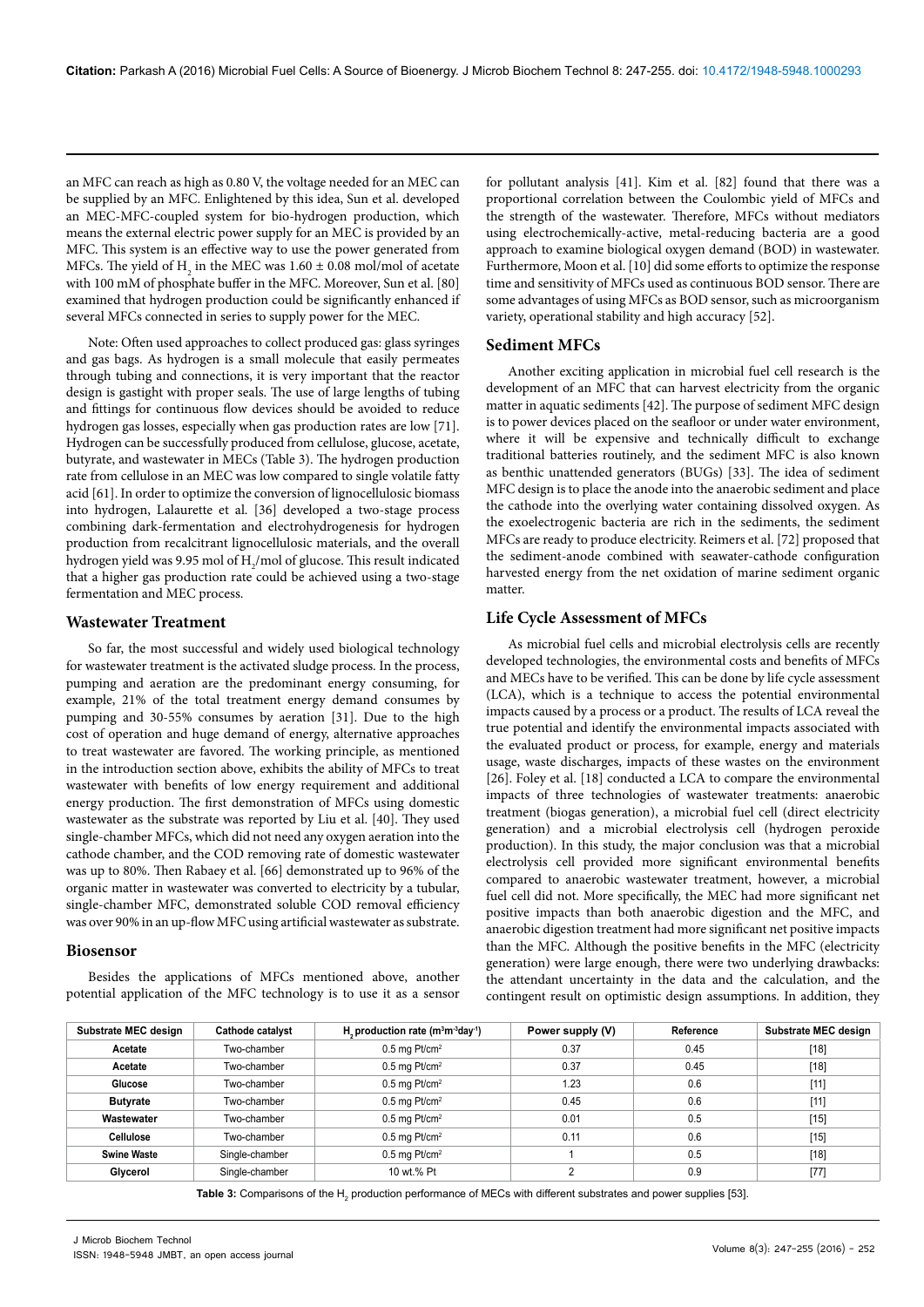an MFC can reach as high as 0.80 V, the voltage needed for an MEC can be supplied by an MFC. Enlightened by this idea, Sun et al. developed an MEC-MFC-coupled system for bio-hydrogen production, which means the external electric power supply for an MEC is provided by an MFC. This system is an effective way to use the power generated from MFCs. The yield of $H_2$ in the MEC was 1.60 ± 0.08 mol/mol of acetate with 100 mM of phosphate buffer in the MFC. Moreover, Sun et al. [80] examined that hydrogen production could be significantly enhanced if several MFCs connected in series to supply power for the MEC.

Note: Often used approaches to collect produced gas: glass syringes and gas bags. As hydrogen is a small molecule that easily permeates through tubing and connections, it is very important that the reactor design is gastight with proper seals. The use of large lengths of tubing and fittings for continuous flow devices should be avoided to reduce hydrogen gas losses, especially when gas production rates are low [71]. Hydrogen can be successfully produced from cellulose, glucose, acetate, butyrate, and wastewater in MECs (Table 3). The hydrogen production rate from cellulose in an MEC was low compared to single volatile fatty acid [61]. In order to optimize the conversion of lignocellulosic biomass into hydrogen, Lalaurette et al. [36] developed a two-stage process combining dark-fermentation and electrohydrogenesis for hydrogen production from recalcitrant lignocellulosic materials, and the overall hydrogen yield was 9.95 mol of $H_2$/mol of glucose. This result indicated that a higher gas production rate could be achieved using a two-stage fermentation and MEC process.

## Wastewater Treatment

So far, the most successful and widely used biological technology for wastewater treatment is the activated sludge process. In the process, pumping and aeration are the predominant energy consuming, for example, 21% of the total treatment energy demand consumes by pumping and 30-55% consumes by aeration [31]. Due to the high cost of operation and huge demand of energy, alternative approaches to treat wastewater are favored. The working principle, as mentioned in the introduction section above, exhibits the ability of MFCs to treat wastewater with benefits of low energy requirement and additional energy production. The first demonstration of MFCs using domestic wastewater as the substrate was reported by Liu et al. [40]. They used single-chamber MFCs, which did not need any oxygen aeration into the cathode chamber, and the COD removing rate of domestic wastewater was up to 80%. Then Rabaey et al. [66] demonstrated up to 96% of the organic matter in wastewater was converted to electricity by a tubular, single-chamber MFC, demonstrated soluble COD removal efficiency was over 90% in an up-flow MFC using artificial wastewater as substrate.

## Biosensor

Besides the applications of MFCs mentioned above, another potential application of the MFC technology is to use it as a sensor for pollutant analysis [41]. Kim et al. [82] found that there was a proportional correlation between the Coulombic yield of MFCs and the strength of the wastewater. Therefore, MFCs without mediators using electrochemically-active, metal-reducing bacteria are a good approach to examine biological oxygen demand (BOD) in wastewater. Furthermore, Moon et al. [10] did some efforts to optimize the response time and sensitivity of MFCs used as continuous BOD sensor. There are some advantages of using MFCs as BOD sensor, such as microorganism variety, operational stability and high accuracy [52].

## Sediment MFCs

Another exciting application in microbial fuel cell research is the development of an MFC that can harvest electricity from the organic matter in aquatic sediments [42]. The purpose of sediment MFC design is to power devices placed on the seafloor or under water environment, where it will be expensive and technically difficult to exchange traditional batteries routinely, and the sediment MFC is also known as benthic unattended generators (BUGs) [33]. The idea of sediment MFC design is to place the anode into the anaerobic sediment and place the cathode into the overlying water containing dissolved oxygen. As the exoelectrogenic bacteria are rich in the sediments, the sediment MFCs are ready to produce electricity. Reimers et al. [72] proposed that the sediment-anode combined with seawater-cathode configuration harvested energy from the net oxidation of marine sediment organic matter.

## Life Cycle Assessment of MFCs

As microbial fuel cells and microbial electrolysis cells are recently developed technologies, the environmental costs and benefits of MFCs and MECs have to be verified. This can be done by life cycle assessment (LCA), which is a technique to access the potential environmental impacts caused by a process or a product. The results of LCA reveal the true potential and identify the environmental impacts associated with the evaluated product or process, for example, energy and materials usage, waste discharges, impacts of these wastes on the environment [26]. Foley et al. [18] conducted a LCA to compare the environmental impacts of three technologies of wastewater treatments: anaerobic treatment (biogas generation), a microbial fuel cell (direct electricity generation) and a microbial electrolysis cell (hydrogen peroxide production). In this study, the major conclusion was that a microbial electrolysis cell provided more significant environmental benefits compared to anaerobic wastewater treatment, however, a microbial fuel cell did not. More specifically, the MEC had more significant net positive impacts than both anaerobic digestion and the MFC, and anaerobic digestion treatment had more significant net positive impacts than the MFC. Although the positive benefits in the MFC (electricity generation) were large enough, there were two underlying drawbacks: the attendant uncertainty in the data and the calculation, and the contingent result on optimistic design assumptions. In addition, they

| Substrate MEC design | Cathode catalyst | $H_2$ production rate ($m^3m^{-3}day^{-1}$) | Power supply (V) | Reference | Substrate MEC design |
|---|---|---|---|---|---|
| **Acetate** | Two-chamber | 0.5 mg Pt/cm$^2$ | 0.37 | 0.45 | [18] |
| **Acetate** | Two-chamber | 0.5 mg Pt/cm$^2$ | 0.37 | 0.45 | [18] |
| **Glucose** | Two-chamber | 0.5 mg Pt/cm$^2$ | 1.23 | 0.6 | [11] |
| **Butyrate** | Two-chamber | 0.5 mg Pt/cm$^2$ | 0.45 | 0.6 | [11] |
| **Wastewater** | Two-chamber | 0.5 mg Pt/cm$^2$ | 0.01 | 0.5 | [15] |
| **Cellulose** | Two-chamber | 0.5 mg Pt/cm$^2$ | 0.11 | 0.6 | [15] |
| **Swine Waste** | Single-chamber | 0.5 mg Pt/cm$^2$ | 1 | 0.5 | [18] |
| **Glycerol** | Single-chamber | 10 wt.% Pt | 2 | 0.9 | [77] |

**Table 3:** Comparisons of the $H_2$ production performance of MECs with different substrates and power supplies [53].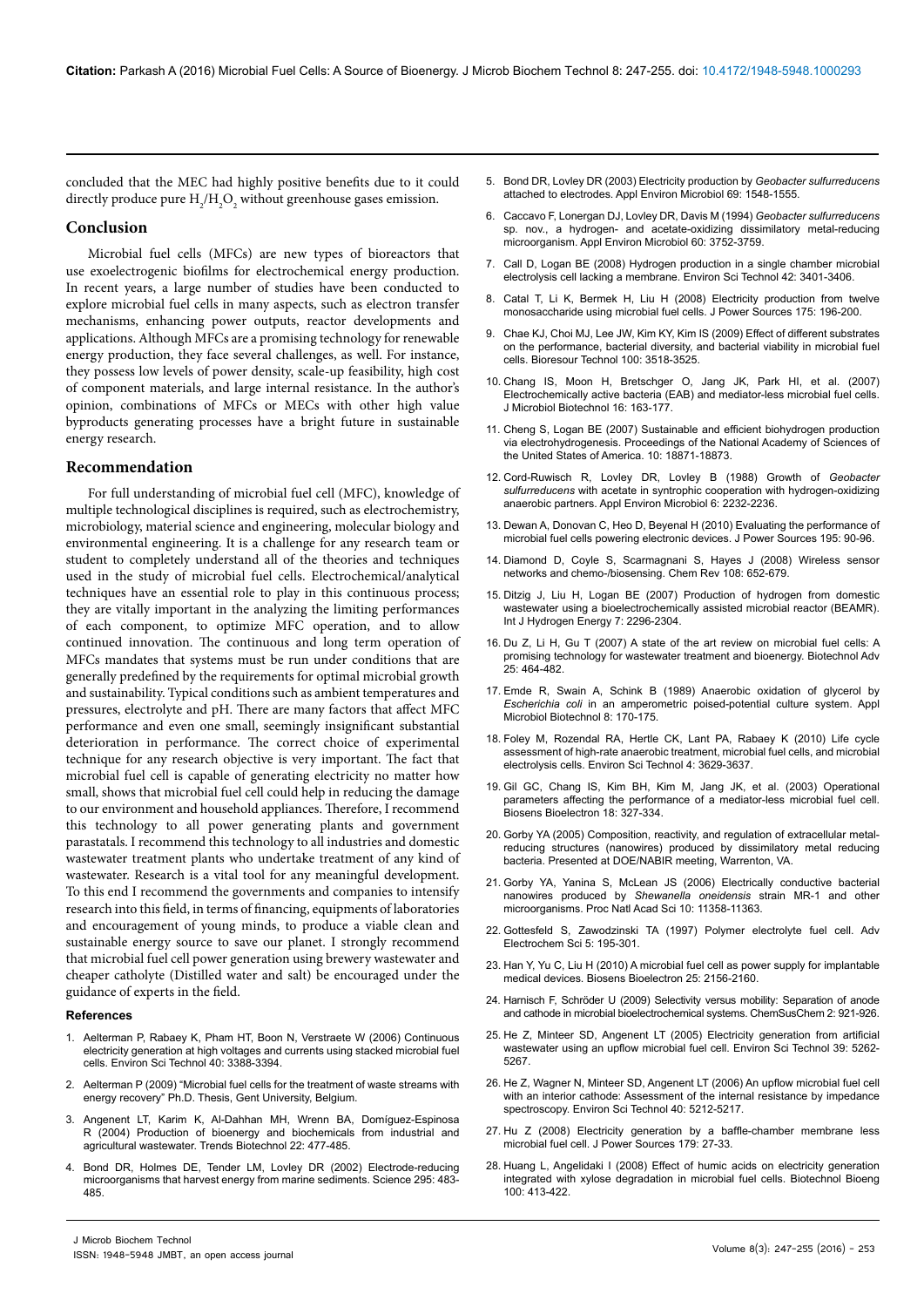concluded that the MEC had highly positive benefits due to it could directly produce pure $H_2/H_2O_2$ without greenhouse gases emission.

## Conclusion

Microbial fuel cells (MFCs) are new types of bioreactors that use exoelectrogenic biofilms for electrochemical energy production. In recent years, a large number of studies have been conducted to explore microbial fuel cells in many aspects, such as electron transfer mechanisms, enhancing power outputs, reactor developments and applications. Although MFCs are a promising technology for renewable energy production, they face several challenges, as well. For instance, they possess low levels of power density, scale-up feasibility, high cost of component materials, and large internal resistance. In the author's opinion, combinations of MFCs or MECs with other high value byproducts generating processes have a bright future in sustainable energy research.

## Recommendation

For full understanding of microbial fuel cell (MFC), knowledge of multiple technological disciplines is required, such as electrochemistry, microbiology, material science and engineering, molecular biology and environmental engineering. It is a challenge for any research team or student to completely understand all of the theories and techniques used in the study of microbial fuel cells. Electrochemical/analytical techniques have an essential role to play in this continuous process; they are vitally important in the analyzing the limiting performances of each component, to optimize MFC operation, and to allow continued innovation. The continuous and long term operation of MFCs mandates that systems must be run under conditions that are generally predefined by the requirements for optimal microbial growth and sustainability. Typical conditions such as ambient temperatures and pressures, electrolyte and pH. There are many factors that affect MFC performance and even one small, seemingly insignificant substantial deterioration in performance. The correct choice of experimental technique for any research objective is very important. The fact that microbial fuel cell is capable of generating electricity no matter how small, shows that microbial fuel cell could help in reducing the damage to our environment and household appliances. Therefore, I recommend this technology to all power generating plants and government parastatals. I recommend this technology to all industries and domestic wastewater treatment plants who undertake treatment of any kind of wastewater. Research is a vital tool for any meaningful development. To this end I recommend the governments and companies to intensify research into this field, in terms of financing, equipments of laboratories and encouragement of young minds, to produce a viable clean and sustainable energy source to save our planet. I strongly recommend that microbial fuel cell power generation using brewery wastewater and cheaper catholyte (Distilled water and salt) be encouraged under the guidance of experts in the field.

### References

1. Aelterman P, Rabaey K, Pham HT, Boon N, Verstraete W (2006) Continuous electricity generation at high voltages and currents using stacked microbial fuel cells. Environ Sci Technol 40: 3388-3394.
2. Aelterman P (2009) "Microbial fuel cells for the treatment of waste streams with energy recovery" Ph.D. Thesis, Gent University, Belgium.
3. Angenent LT, Karim K, Al-Dahhan MH, Wrenn BA, Domíguez-Espinosa R (2004) Production of bioenergy and biochemicals from industrial and agricultural wastewater. Trends Biotechnol 22: 477-485.
4. Bond DR, Holmes DE, Tender LM, Lovley DR (2002) Electrode-reducing microorganisms that harvest energy from marine sediments. Science 295: 483-485.
5. Bond DR, Lovley DR (2003) Electricity production by *Geobacter sulfurreducens* attached to electrodes. Appl Environ Microbiol 69: 1548-1555.
6. Caccavo F, Lonergan DJ, Lovley DR, Davis M (1994) *Geobacter sulfurreducens* sp. nov., a hydrogen- and acetate-oxidizing dissimilatory metal-reducing microorganism. Appl Environ Microbiol 60: 3752-3759.
7. Call D, Logan BE (2008) Hydrogen production in a single chamber microbial electrolysis cell lacking a membrane. Environ Sci Technol 42: 3401-3406.
8. Catal T, Li K, Bermek H, Liu H (2008) Electricity production from twelve monosaccharide using microbial fuel cells. J Power Sources 175: 196-200.
9. Chae KJ, Choi MJ, Lee JW, Kim KY, Kim IS (2009) Effect of different substrates on the performance, bacterial diversity, and bacterial viability in microbial fuel cells. Bioresour Technol 100: 3518-3525.
10. Chang IS, Moon H, Bretschger O, Jang JK, Park HI, et al. (2007) Electrochemically active bacteria (EAB) and mediator-less microbial fuel cells. J Microbiol Biotechnol 16: 163-177.
11. Cheng S, Logan BE (2007) Sustainable and efficient biohydrogen production via electrohydrogenesis. Proceedings of the National Academy of Sciences of the United States of America. 10: 18871-18873.
12. Cord-Ruwisch R, Lovley DR, Lovley B (1988) Growth of *Geobacter sulfurreducens* with acetate in syntrophic cooperation with hydrogen-oxidizing anaerobic partners. Appl Environ Microbiol 6: 2232-2236.
13. Dewan A, Donovan C, Heo D, Beyenal H (2010) Evaluating the performance of microbial fuel cells powering electronic devices. J Power Sources 195: 90-96.
14. Diamond D, Coyle S, Scarmagnani S, Hayes J (2008) Wireless sensor networks and chemo-/biosensing. Chem Rev 108: 652-679.
15. Ditzig J, Liu H, Logan BE (2007) Production of hydrogen from domestic wastewater using a bioelectrochemically assisted microbial reactor (BEAMR). Int J Hydrogen Energy 7: 2296-2304.
16. Du Z, Li H, Gu T (2007) A state of the art review on microbial fuel cells: A promising technology for wastewater treatment and bioenergy. Biotechnol Adv 25: 464-482.
17. Emde R, Swain A, Schink B (1989) Anaerobic oxidation of glycerol by *Escherichia coli* in an amperometric poised-potential culture system. Appl Microbiol Biotechnol 8: 170-175.
18. Foley M, Rozendal RA, Hertle CK, Lant PA, Rabaey K (2010) Life cycle assessment of high-rate anaerobic treatment, microbial fuel cells, and microbial electrolysis cells. Environ Sci Technol 4: 3629-3637.
19. Gil GC, Chang IS, Kim BH, Kim M, Jang JK, et al. (2003) Operational parameters affecting the performance of a mediator-less microbial fuel cell. Biosens Bioelectron 18: 327-334.
20. Gorby YA (2005) Composition, reactivity, and regulation of extracellular metal-reducing structures (nanowires) produced by dissimilatory metal reducing bacteria. Presented at DOE/NABIR meeting, Warrenton, VA.
21. Gorby YA, Yanina S, McLean JS (2006) Electrically conductive bacterial nanowires produced by *Shewanella oneidensis* strain MR-1 and other microorganisms. Proc Natl Acad Sci 10: 11358-11363.
22. Gottesfeld S, Zawodzinski TA (1997) Polymer electrolyte fuel cell. Adv Electrochem Sci 5: 195-301.
23. Han Y, Yu C, Liu H (2010) A microbial fuel cell as power supply for implantable medical devices. Biosens Bioelectron 25: 2156-2160.
24. Harnisch F, Schröder U (2009) Selectivity versus mobility: Separation of anode and cathode in microbial bioelectrochemical systems. ChemSusChem 2: 921-926.
25. He Z, Minteer SD, Angenent LT (2005) Electricity generation from artificial wastewater using an upflow microbial fuel cell. Environ Sci Technol 39: 5262-5267.
26. He Z, Wagner N, Minteer SD, Angenent LT (2006) An upflow microbial fuel cell with an interior cathode: Assessment of the internal resistance by impedance spectroscopy. Environ Sci Technol 40: 5212-5217.
27. Hu Z (2008) Electricity generation by a baffle-chamber membrane less microbial fuel cell. J Power Sources 179: 27-33.
28. Huang L, Angelidaki I (2008) Effect of humic acids on electricity generation integrated with xylose degradation in microbial fuel cells. Biotechnol Bioeng 100: 413-422.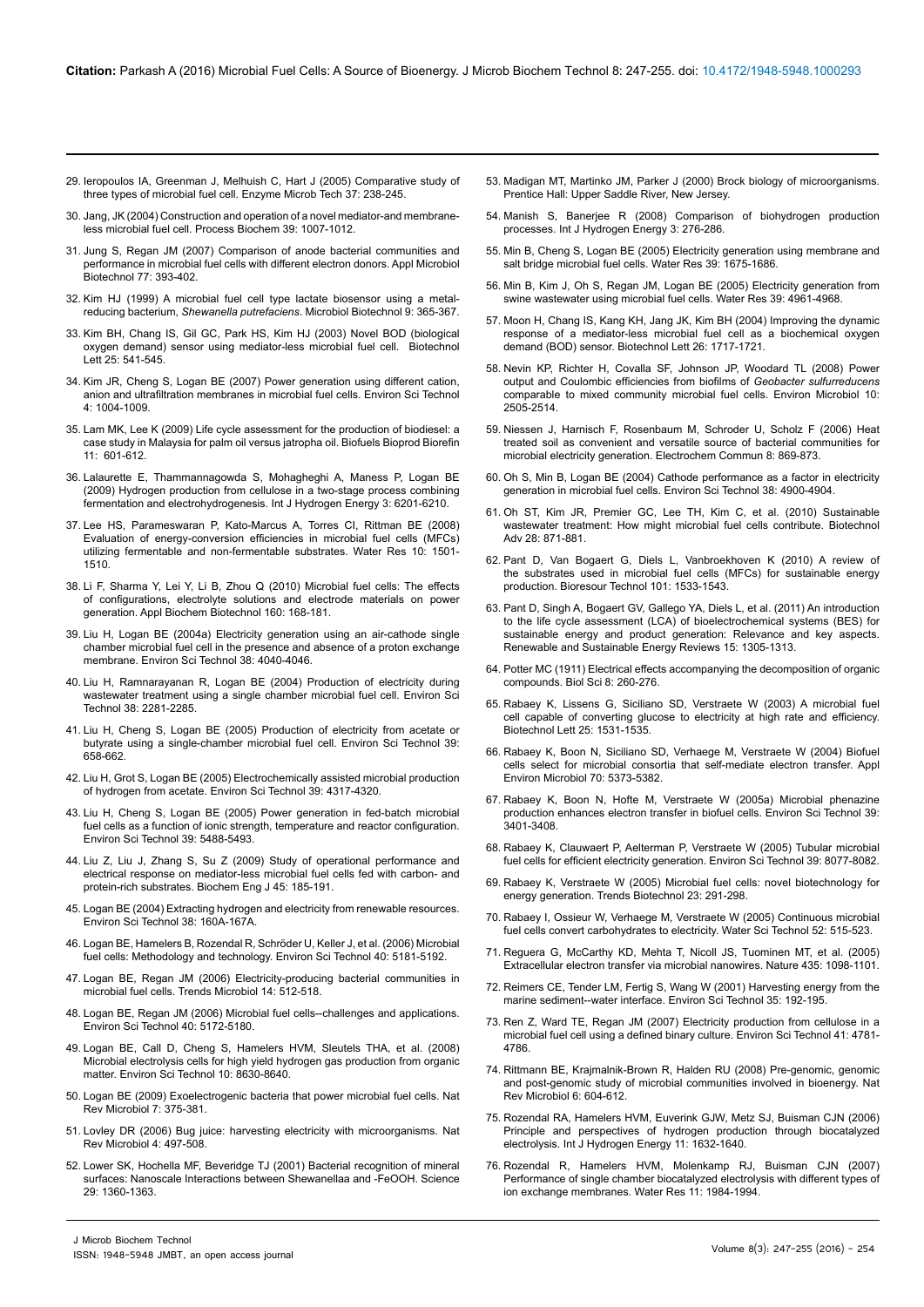29. Ieropoulos IA, Greenman J, Melhuish C, Hart J (2005) Comparative study of three types of microbial fuel cell. Enzyme Microb Tech 37: 238-245.

30. Jang, JK (2004) Construction and operation of a novel mediator-and membrane-less microbial fuel cell. Process Biochem 39: 1007-1012.

31. Jung S, Regan JM (2007) Comparison of anode bacterial communities and performance in microbial fuel cells with different electron donors. Appl Microbiol Biotechnol 77: 393-402.

32. Kim HJ (1999) A microbial fuel cell type lactate biosensor using a metal-reducing bacterium, *Shewanella putrefaciens*. Microbiol Biotechnol 9: 365-367.

33. Kim BH, Chang IS, Gil GC, Park HS, Kim HJ (2003) Novel BOD (biological oxygen demand) sensor using mediator-less microbial fuel cell. Biotechnol Lett 25: 541-545.

34. Kim JR, Cheng S, Logan BE (2007) Power generation using different cation, anion and ultrafiltration membranes in microbial fuel cells. Environ Sci Technol 4: 1004-1009.

35. Lam MK, Lee K (2009) Life cycle assessment for the production of biodiesel: a case study in Malaysia for palm oil versus jatropha oil. Biofuels Bioprod Biorefin 11: 601-612.

36. Lalaurette E, Thammannagowda S, Mohagheghi A, Maness P, Logan BE (2009) Hydrogen production from cellulose in a two-stage process combining fermentation and electrohydrogenesis. Int J Hydrogen Energy 3: 6201-6210.

37. Lee HS, Parameswaran P, Kato-Marcus A, Torres CI, Rittman BE (2008) Evaluation of energy-conversion efficiencies in microbial fuel cells (MFCs) utilizing fermentable and non-fermentable substrates. Water Res 10: 1501-1510.

38. Li F, Sharma Y, Lei Y, Li B, Zhou Q (2010) Microbial fuel cells: The effects of configurations, electrolyte solutions and electrode materials on power generation. Appl Biochem Biotechnol 160: 168-181.

39. Liu H, Logan BE (2004a) Electricity generation using an air-cathode single chamber microbial fuel cell in the presence and absence of a proton exchange membrane. Environ Sci Technol 38: 4040-4046.

40. Liu H, Ramnarayanan R, Logan BE (2004) Production of electricity during wastewater treatment using a single chamber microbial fuel cell. Environ Sci Technol 38: 2281-2285.

41. Liu H, Cheng S, Logan BE (2005) Production of electricity from acetate or butyrate using a single-chamber microbial fuel cell. Environ Sci Technol 39: 658-662.

42. Liu H, Grot S, Logan BE (2005) Electrochemically assisted microbial production of hydrogen from acetate. Environ Sci Technol 39: 4317-4320.

43. Liu H, Cheng S, Logan BE (2005) Power generation in fed-batch microbial fuel cells as a function of ionic strength, temperature and reactor configuration. Environ Sci Technol 39: 5488-5493.

44. Liu Z, Liu J, Zhang S, Su Z (2009) Study of operational performance and electrical response on mediator-less microbial fuel cells fed with carbon- and protein-rich substrates. Biochem Eng J 45: 185-191.

45. Logan BE (2004) Extracting hydrogen and electricity from renewable resources. Environ Sci Technol 38: 160A-167A.

46. Logan BE, Hamelers B, Rozendal R, Schröder U, Keller J, et al. (2006) Microbial fuel cells: Methodology and technology. Environ Sci Technol 40: 5181-5192.

47. Logan BE, Regan JM (2006) Electricity-producing bacterial communities in microbial fuel cells. Trends Microbiol 14: 512-518.

48. Logan BE, Regan JM (2006) Microbial fuel cells--challenges and applications. Environ Sci Technol 40: 5172-5180.

49. Logan BE, Call D, Cheng S, Hamelers HVM, Sleutels THA, et al. (2008) Microbial electrolysis cells for high yield hydrogen gas production from organic matter. Environ Sci Technol 10: 8630-8640.

50. Logan BE (2009) Exoelectrogenic bacteria that power microbial fuel cells. Nat Rev Microbiol 7: 375-381.

51. Lovley DR (2006) Bug juice: harvesting electricity with microorganisms. Nat Rev Microbiol 4: 497-508.

52. Lower SK, Hochella MF, Beveridge TJ (2001) Bacterial recognition of mineral surfaces: Nanoscale Interactions between Shewanellaa and -FeOOH. Science 29: 1360-1363.

53. Madigan MT, Martinko JM, Parker J (2000) Brock biology of microorganisms. Prentice Hall: Upper Saddle River, New Jersey.

54. Manish S, Banerjee R (2008) Comparison of biohydrogen production processes. Int J Hydrogen Energy 3: 276-286.

55. Min B, Cheng S, Logan BE (2005) Electricity generation using membrane and salt bridge microbial fuel cells. Water Res 39: 1675-1686.

56. Min B, Kim J, Oh S, Regan JM, Logan BE (2005) Electricity generation from swine wastewater using microbial fuel cells. Water Res 39: 4961-4968.

57. Moon H, Chang IS, Kang KH, Jang JK, Kim BH (2004) Improving the dynamic response of a mediator-less microbial fuel cell as a biochemical oxygen demand (BOD) sensor. Biotechnol Lett 26: 1717-1721.

58. Nevin KP, Richter H, Covalla SF, Johnson JP, Woodard TL (2008) Power output and Coulombic efficiencies from biofilms of *Geobacter sulfurreducens* comparable to mixed community microbial fuel cells. Environ Microbiol 10: 2505-2514.

59. Niessen J, Harnisch F, Rosenbaum M, Schroder U, Scholz F (2006) Heat treated soil as convenient and versatile source of bacterial communities for microbial electricity generation. Electrochem Commun 8: 869-873.

60. Oh S, Min B, Logan BE (2004) Cathode performance as a factor in electricity generation in microbial fuel cells. Environ Sci Technol 38: 4900-4904.

61. Oh ST, Kim JR, Premier GC, Lee TH, Kim C, et al. (2010) Sustainable wastewater treatment: How might microbial fuel cells contribute. Biotechnol Adv 28: 871-881.

62. Pant D, Van Bogaert G, Diels L, Vanbroekhoven K (2010) A review of the substrates used in microbial fuel cells (MFCs) for sustainable energy production. Bioresour Technol 101: 1533-1543.

63. Pant D, Singh A, Bogaert GV, Gallego YA, Diels L, et al. (2011) An introduction to the life cycle assessment (LCA) of bioelectrochemical systems (BES) for sustainable energy and product generation: Relevance and key aspects. Renewable and Sustainable Energy Reviews 15: 1305-1313.

64. Potter MC (1911) Electrical effects accompanying the decomposition of organic compounds. Biol Sci 8: 260-276.

65. Rabaey K, Lissens G, Siciliano SD, Verstraete W (2003) A microbial fuel cell capable of converting glucose to electricity at high rate and efficiency. Biotechnol Lett 25: 1531-1535.

66. Rabaey K, Boon N, Siciliano SD, Verhaege M, Verstraete W (2004) Biofuel cells select for microbial consortia that self-mediate electron transfer. Appl Environ Microbiol 70: 5373-5382.

67. Rabaey K, Boon N, Hofte M, Verstraete W (2005a) Microbial phenazine production enhances electron transfer in biofuel cells. Environ Sci Technol 39: 3401-3408.

68. Rabaey K, Clauwaert P, Aelterman P, Verstraete W (2005) Tubular microbial fuel cells for efficient electricity generation. Environ Sci Technol 39: 8077-8082.

69. Rabaey K, Verstraete W (2005) Microbial fuel cells: novel biotechnology for energy generation. Trends Biotechnol 23: 291-298.

70. Rabaey I, Ossieur W, Verhaege M, Verstraete W (2005) Continuous microbial fuel cells convert carbohydrates to electricity. Water Sci Technol 52: 515-523.

71. Reguera G, McCarthy KD, Mehta T, Nicoll JS, Tuominen MT, et al. (2005) Extracellular electron transfer via microbial nanowires. Nature 435: 1098-1101.

72. Reimers CE, Tender LM, Fertig S, Wang W (2001) Harvesting energy from the marine sediment--water interface. Environ Sci Technol 35: 192-195.

73. Ren Z, Ward TE, Regan JM (2007) Electricity production from cellulose in a microbial fuel cell using a defined binary culture. Environ Sci Technol 41: 4781-4786.

74. Rittmann BE, Krajmalnik-Brown R, Halden RU (2008) Pre-genomic, genomic and post-genomic study of microbial communities involved in bioenergy. Nat Rev Microbiol 6: 604-612.

75. Rozendal RA, Hamelers HVM, Euverink GJW, Metz SJ, Buisman CJN (2006) Principle and perspectives of hydrogen production through biocatalyzed electrolysis. Int J Hydrogen Energy 11: 1632-1640.

76. Rozendal R, Hamelers HVM, Molenkamp RJ, Buisman CJN (2007) Performance of single chamber biocatalyzed electrolysis with different types of ion exchange membranes. Water Res 11: 1984-1994.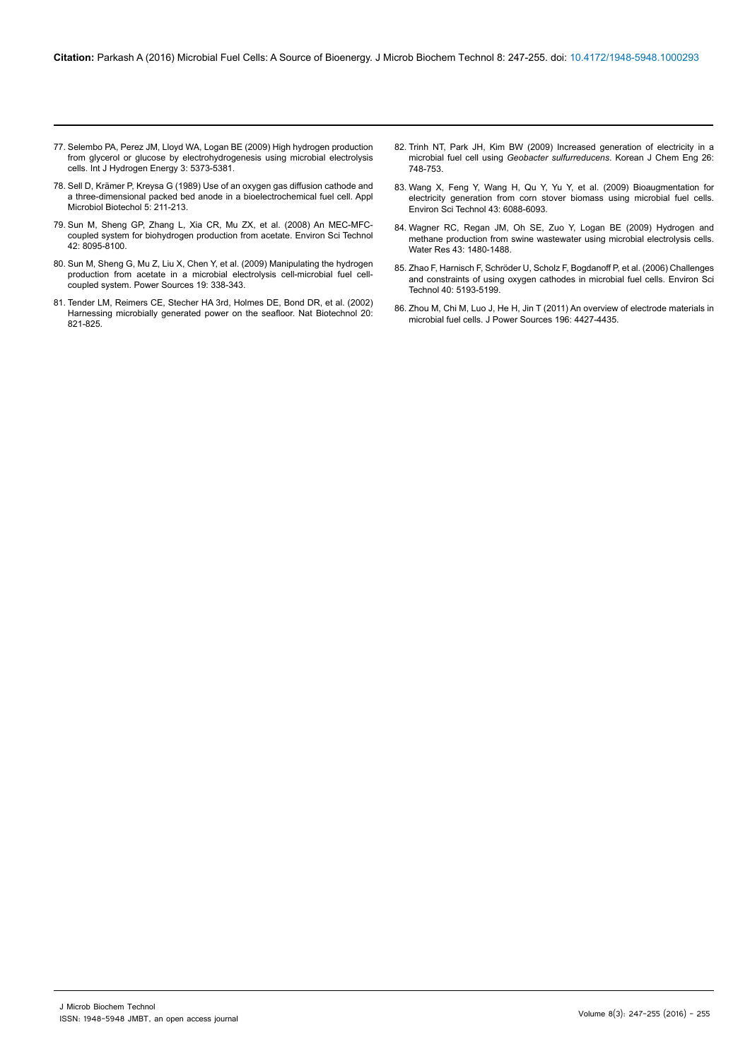77. Selembo PA, Perez JM, Lloyd WA, Logan BE (2009) High hydrogen production from glycerol or glucose by electrohydrogenesis using microbial electrolysis cells. Int J Hydrogen Energy 3: 5373-5381.

78. Sell D, Krämer P, Kreysa G (1989) Use of an oxygen gas diffusion cathode and a three-dimensional packed bed anode in a bioelectrochemical fuel cell. Appl Microbiol Biotechol 5: 211-213.

79. Sun M, Sheng GP, Zhang L, Xia CR, Mu ZX, et al. (2008) An MEC-MFC-coupled system for biohydrogen production from acetate. Environ Sci Technol 42: 8095-8100.

80. Sun M, Sheng G, Mu Z, Liu X, Chen Y, et al. (2009) Manipulating the hydrogen production from acetate in a microbial electrolysis cell-microbial fuel cell-coupled system. Power Sources 19: 338-343.

81. Tender LM, Reimers CE, Stecher HA 3rd, Holmes DE, Bond DR, et al. (2002) Harnessing microbially generated power on the seafloor. Nat Biotechnol 20: 821-825.

82. Trinh NT, Park JH, Kim BW (2009) Increased generation of electricity in a microbial fuel cell using *Geobacter sulfurreducens*. Korean J Chem Eng 26: 748-753.

83. Wang X, Feng Y, Wang H, Qu Y, Yu Y, et al. (2009) Bioaugmentation for electricity generation from corn stover biomass using microbial fuel cells. Environ Sci Technol 43: 6088-6093.

84. Wagner RC, Regan JM, Oh SE, Zuo Y, Logan BE (2009) Hydrogen and methane production from swine wastewater using microbial electrolysis cells. Water Res 43: 1480-1488.

85. Zhao F, Harnisch F, Schröder U, Scholz F, Bogdanoff P, et al. (2006) Challenges and constraints of using oxygen cathodes in microbial fuel cells. Environ Sci Technol 40: 5193-5199.

86. Zhou M, Chi M, Luo J, He H, Jin T (2011) An overview of electrode materials in microbial fuel cells. J Power Sources 196: 4427-4435.